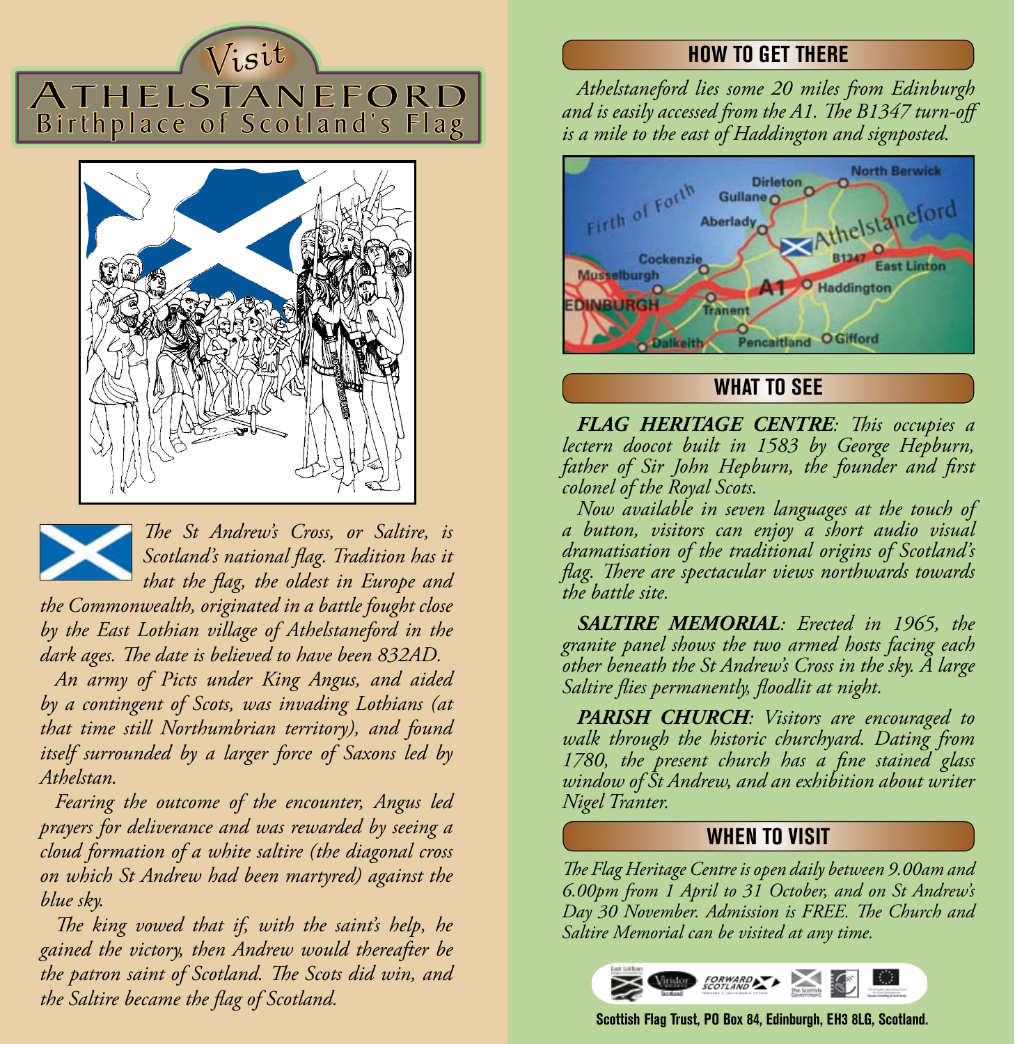# Visit ATHELSTANEFORD

## Birthplace of Scotland's Flag

*The St Andrew's Cross, or Saltire, is Scotland's national flag. Tradition has it that the flag, the oldest in Europe and the Commonwealth, originated in a battle fought close by the East Lothian village of Athelstaneford in the dark ages. The date is believed to have been 832AD.*

*An army of Picts under King Angus, and aided by a contingent of Scots, was invading Lothians (at that time still Northumbrian territory), and found itself surrounded by a larger force of Saxons led by Athelstan.*

*Fearing the outcome of the encounter, Angus led prayers for deliverance and was rewarded by seeing a cloud formation of a white saltire (the diagonal cross on which St Andrew had been martyred) against the blue sky.*

*The king vowed that if, with the saint's help, he gained the victory, then Andrew would thereafter be the patron saint of Scotland. The Scots did win, and the Saltire became the flag of Scotland.*

## HOW TO GET THERE

*Athelstaneford lies some 20 miles from Edinburgh and is easily accessed from the A1. The B1347 turn-off is a mile to the east of Haddington and signposted.*

## WHAT TO SEE

***FLAG HERITAGE CENTRE**: This occupies a lectern doocot built in 1583 by George Hepburn, father of Sir John Hepburn, the founder and first colonel of the Royal Scots.*

*Now available in seven languages at the touch of a button, visitors can enjoy a short audio visual dramatisation of the traditional origins of Scotland's flag. There are spectacular views northwards towards the battle site.*

***SALTIRE MEMORIAL**: Erected in 1965, the granite panel shows the two armed hosts facing each other beneath the St Andrew's Cross in the sky. A large Saltire flies permanently, floodlit at night.*

***PARISH CHURCH**: Visitors are encouraged to walk through the historic churchyard. Dating from 1780, the present church has a fine stained glass window of St Andrew, and an exhibition about writer Nigel Tranter.*

## WHEN TO VISIT

*The Flag Heritage Centre is open daily between 9.00am and 6.00pm from 1 April to 31 October, and on St Andrew's Day 30 November. Admission is FREE. The Church and Saltire Memorial can be visited at any time.*

**Scottish Flag Trust, PO Box 84, Edinburgh, EH3 8LG, Scotland.**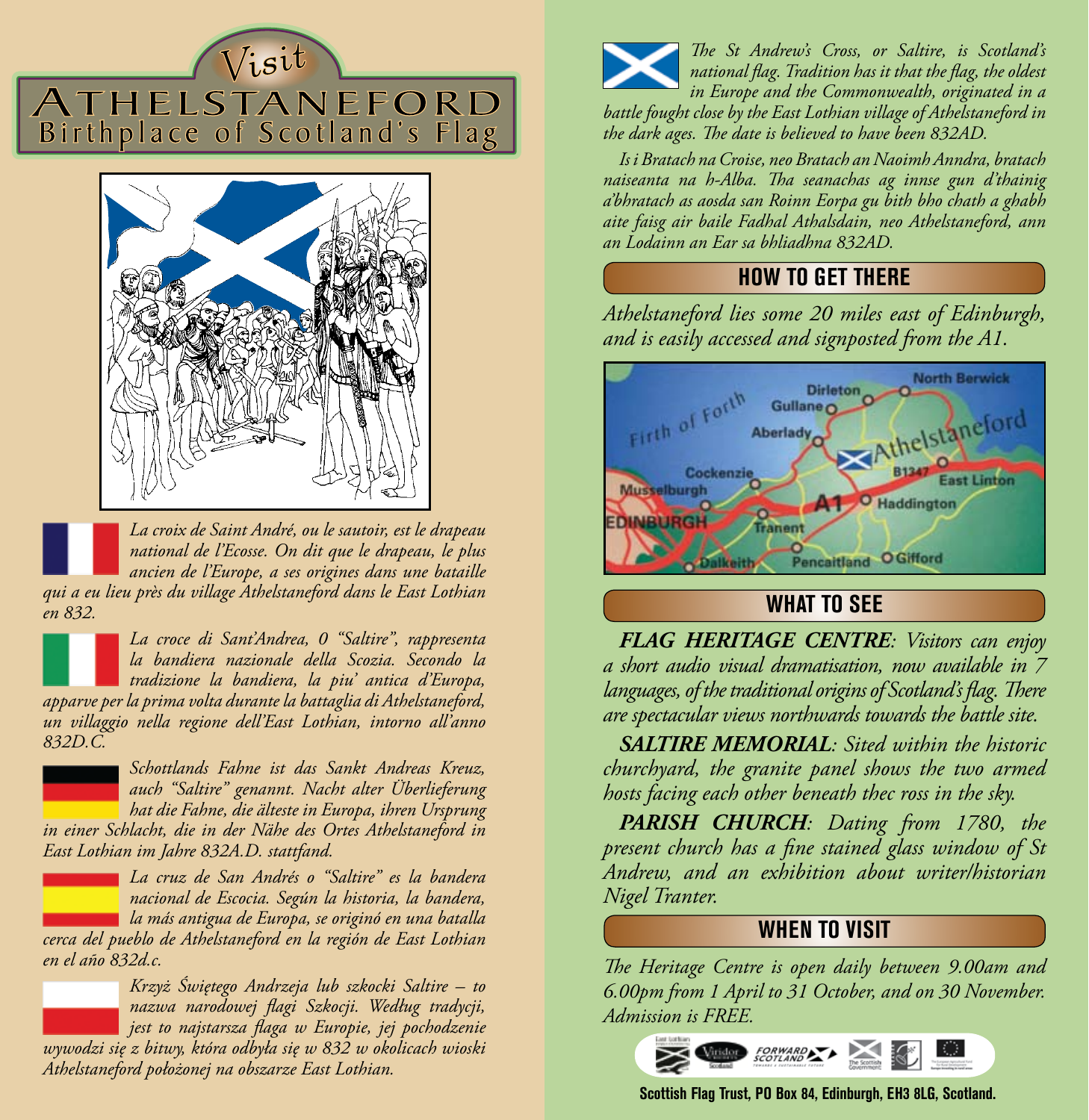# Visit ATHELSTANEFORD
## Birthplace of Scotland's Flag

*La croix de Saint André, ou le sautoir, est le drapeau national de l'Ecosse. On dit que le drapeau, le plus ancien de l'Europe, a ses origines dans une bataille qui a eu lieu près du village Athelstaneford dans le East Lothian en 832.*

*La croce di Sant'Andrea, o "Saltire", rappresenta la bandiera nazionale della Scozia. Secondo la tradizione la bandiera, la piu' antica d'Europa, apparve per la prima volta durante la battaglia di Athelstaneford, un villaggio nella regione dell'East Lothian, intorno all'anno 832D.C.*

*Schottlands Fahne ist das Sankt Andreas Kreuz, auch "Saltire" genannt. Nacht alter Überlieferung hat die Fahne, die älteste in Europa, ihren Ursprung in einer Schlacht, die in der Nähe des Ortes Athelstaneford in East Lothian im Jahre 832A.D. stattfand.*

*La cruz de San Andrés o "Saltire" es la bandera nacional de Escocia. Según la historia, la bandera, la más antigua de Europa, se originó en una batalla cerca del pueblo de Athelstaneford en la región de East Lothian en el año 832d.c.*

*Krzyż Świętego Andrzeja lub szkocki Saltire – to nazwa narodowej flagi Szkocji. Według tradycji, jest to najstarsza flaga w Europie, jej pochodzenie wywodzi się z bitwy, która odbyła się w 832 w okolicach wioski Athelstaneford położonej na obszarze East Lothian.*

*The St Andrew's Cross, or Saltire, is Scotland's national flag. Tradition has it that the flag, the oldest in Europe and the Commonwealth, originated in a battle fought close by the East Lothian village of Athelstaneford in the dark ages. The date is believed to have been 832AD.*

*Is i Bratach na Croise, neo Bratach an Naoimh Anndra, bratach naiseanta na h-Alba. Tha seanachas ag innse gun d'thainig a'bhratach as aosda san Roinn Eorpa gu bith bho chath a ghabh aite faisg air baile Fadhal Athalsdain, neo Athelstaneford, ann an Lodainn an Ear sa bhliadhna 832AD.*

## HOW TO GET THERE

*Athelstaneford lies some 20 miles east of Edinburgh, and is easily accessed and signposted from the A1.*

Firth of Forth
North Berwick
Dirleton
Gullane
Aberlady
Athelstaneford
B1347
East Linton
Cockenzie
Musselburgh
EDINBURGH
A1
Haddington
Tranent
Dalkeith
Pencaitland
Gifford

## WHAT TO SEE

***FLAG HERITAGE CENTRE****: Visitors can enjoy a short audio visual dramatisation, now available in 7 languages, of the traditional origins of Scotland's flag. There are spectacular views northwards towards the battle site.*

***SALTIRE MEMORIAL****: Sited within the historic churchyard, the granite panel shows the two armed hosts facing each other beneath thec ross in the sky.*

***PARISH CHURCH****: Dating from 1780, the present church has a fine stained glass window of St Andrew, and an exhibition about writer/historian Nigel Tranter.*

## WHEN TO VISIT

*The Heritage Centre is open daily between 9.00am and 6.00pm from 1 April to 31 October, and on 30 November. Admission is FREE.*

**Scottish Flag Trust, PO Box 84, Edinburgh, EH3 8LG, Scotland.**